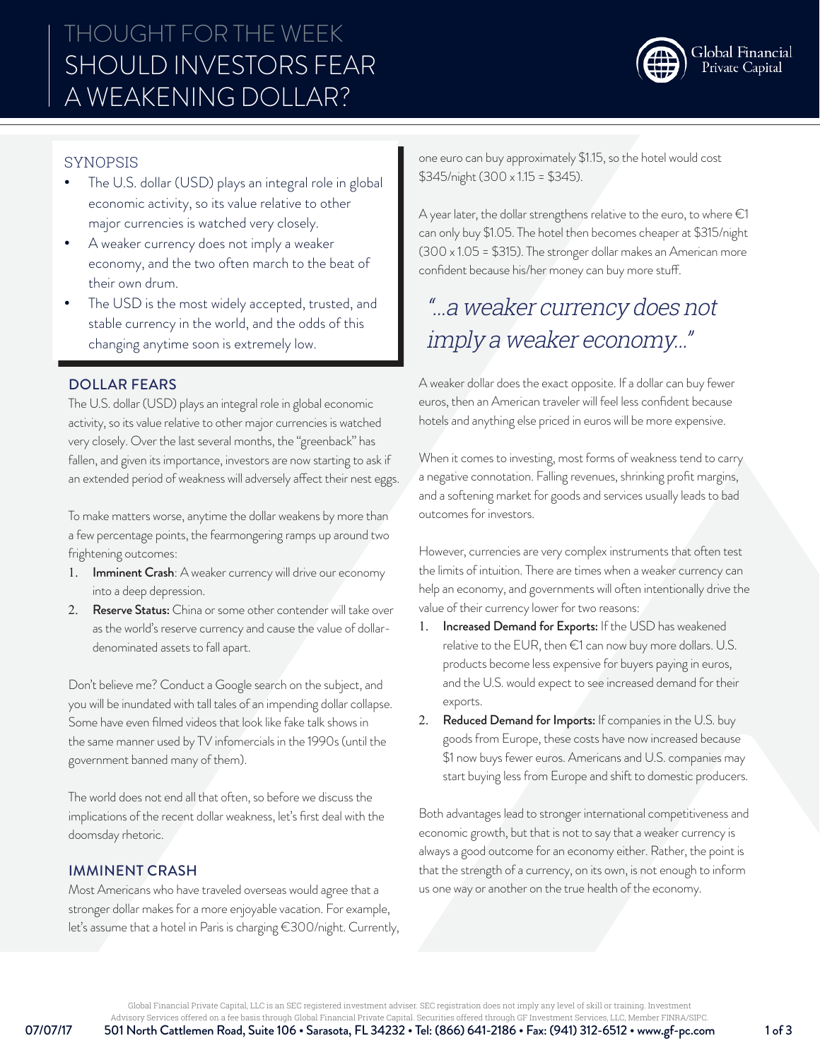# THOUGHT FOR THE WEEK
# SHOULD INVESTORS FEAR A WEAKENING DOLLAR?

Global Financial Private Capital

## SYNOPSIS

- The U.S. dollar (USD) plays an integral role in global economic activity, so its value relative to other major currencies is watched very closely.
- A weaker currency does not imply a weaker economy, and the two often march to the beat of their own drum.
- The USD is the most widely accepted, trusted, and stable currency in the world, and the odds of this changing anytime soon is extremely low.

## DOLLAR FEARS

The U.S. dollar (USD) plays an integral role in global economic activity, so its value relative to other major currencies is watched very closely. Over the last several months, the "greenback" has fallen, and given its importance, investors are now starting to ask if an extended period of weakness will adversely affect their nest eggs.

To make matters worse, anytime the dollar weakens by more than a few percentage points, the fearmongering ramps up around two frightening outcomes:

1. **Imminent Crash**: A weaker currency will drive our economy into a deep depression.
2. **Reserve Status:** China or some other contender will take over as the world's reserve currency and cause the value of dollar-denominated assets to fall apart.

Don't believe me? Conduct a Google search on the subject, and you will be inundated with tall tales of an impending dollar collapse. Some have even filmed videos that look like fake talk shows in the same manner used by TV infomercials in the 1990s (until the government banned many of them).

The world does not end all that often, so before we discuss the implications of the recent dollar weakness, let's first deal with the doomsday rhetoric.

## IMMINENT CRASH

Most Americans who have traveled overseas would agree that a stronger dollar makes for a more enjoyable vacation. For example, let's assume that a hotel in Paris is charging €300/night. Currently, one euro can buy approximately $1.15, so the hotel would cost $345/night (300 x 1.15 = $345).

A year later, the dollar strengthens relative to the euro, to where €1 can only buy $1.05. The hotel then becomes cheaper at $315/night (300 x 1.05 = $315). The stronger dollar makes an American more confident because his/her money can buy more stuff.

> *"...a weaker currency does not imply a weaker economy..."*

A weaker dollar does the exact opposite. If a dollar can buy fewer euros, then an American traveler will feel less confident because hotels and anything else priced in euros will be more expensive.

When it comes to investing, most forms of weakness tend to carry a negative connotation. Falling revenues, shrinking profit margins, and a softening market for goods and services usually leads to bad outcomes for investors.

However, currencies are very complex instruments that often test the limits of intuition. There are times when a weaker currency can help an economy, and governments will often intentionally drive the value of their currency lower for two reasons:

1. **Increased Demand for Exports:** If the USD has weakened relative to the EUR, then €1 can now buy more dollars. U.S. products become less expensive for buyers paying in euros, and the U.S. would expect to see increased demand for their exports.
2. **Reduced Demand for Imports:** If companies in the U.S. buy goods from Europe, these costs have now increased because $1 now buys fewer euros. Americans and U.S. companies may start buying less from Europe and shift to domestic producers.

Both advantages lead to stronger international competitiveness and economic growth, but that is not to say that a weaker currency is always a good outcome for an economy either. Rather, the point is that the strength of a currency, on its own, is not enough to inform us one way or another on the true health of the economy.

Global Financial Private Capital, LLC is an SEC registered investment adviser. SEC registration does not imply any level of skill or training. Investment Advisory Services offered on a fee basis through Global Financial Private Capital. Securities offered through GF Investment Services, LLC, Member FINRA/SIPC.

07/07/17 501 North Cattlemen Road, Suite 106 • Sarasota, FL 34232 • Tel: (866) 641-2186 • Fax: (941) 312-6512 • www.gf-pc.com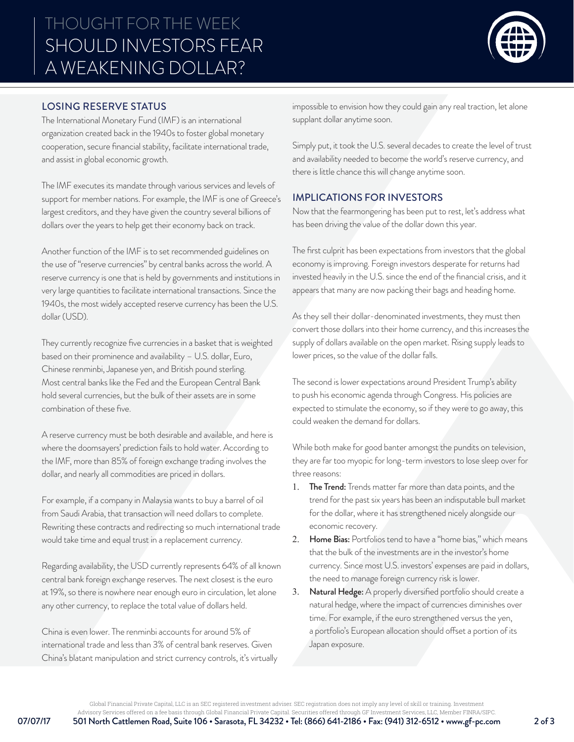## LOSING RESERVE STATUS

The International Monetary Fund (IMF) is an international organization created back in the 1940s to foster global monetary cooperation, secure financial stability, facilitate international trade, and assist in global economic growth.

The IMF executes its mandate through various services and levels of support for member nations. For example, the IMF is one of Greece's largest creditors, and they have given the country several billions of dollars over the years to help get their economy back on track.

Another function of the IMF is to set recommended guidelines on the use of "reserve currencies" by central banks across the world. A reserve currency is one that is held by governments and institutions in very large quantities to facilitate international transactions. Since the 1940s, the most widely accepted reserve currency has been the U.S. dollar (USD).

They currently recognize five currencies in a basket that is weighted based on their prominence and availability – U.S. dollar, Euro, Chinese renminbi, Japanese yen, and British pound sterling. Most central banks like the Fed and the European Central Bank hold several currencies, but the bulk of their assets are in some combination of these five.

A reserve currency must be both desirable and available, and here is where the doomsayers' prediction fails to hold water. According to the IMF, more than 85% of foreign exchange trading involves the dollar, and nearly all commodities are priced in dollars.

For example, if a company in Malaysia wants to buy a barrel of oil from Saudi Arabia, that transaction will need dollars to complete. Rewriting these contracts and redirecting so much international trade would take time and equal trust in a replacement currency.

Regarding availability, the USD currently represents 64% of all known central bank foreign exchange reserves. The next closest is the euro at 19%, so there is nowhere near enough euro in circulation, let alone any other currency, to replace the total value of dollars held.

China is even lower. The renminbi accounts for around 5% of international trade and less than 3% of central bank reserves. Given China's blatant manipulation and strict currency controls, it's virtually impossible to envision how they could gain any real traction, let alone supplant dollar anytime soon.

Simply put, it took the U.S. several decades to create the level of trust and availability needed to become the world's reserve currency, and there is little chance this will change anytime soon.

## IMPLICATIONS FOR INVESTORS

Now that the fearmongering has been put to rest, let's address what has been driving the value of the dollar down this year.

The first culprit has been expectations from investors that the global economy is improving. Foreign investors desperate for returns had invested heavily in the U.S. since the end of the financial crisis, and it appears that many are now packing their bags and heading home.

As they sell their dollar-denominated investments, they must then convert those dollars into their home currency, and this increases the supply of dollars available on the open market. Rising supply leads to lower prices, so the value of the dollar falls.

The second is lower expectations around President Trump's ability to push his economic agenda through Congress. His policies are expected to stimulate the economy, so if they were to go away, this could weaken the demand for dollars.

While both make for good banter amongst the pundits on television, they are far too myopic for long-term investors to lose sleep over for three reasons:

1. **The Trend:** Trends matter far more than data points, and the trend for the past six years has been an indisputable bull market for the dollar, where it has strengthened nicely alongside our economic recovery.
2. **Home Bias:** Portfolios tend to have a "home bias," which means that the bulk of the investments are in the investor's home currency. Since most U.S. investors' expenses are paid in dollars, the need to manage foreign currency risk is lower.
3. **Natural Hedge:** A properly diversified portfolio should create a natural hedge, where the impact of currencies diminishes over time. For example, if the euro strengthened versus the yen, a portfolio's European allocation should offset a portion of its Japan exposure.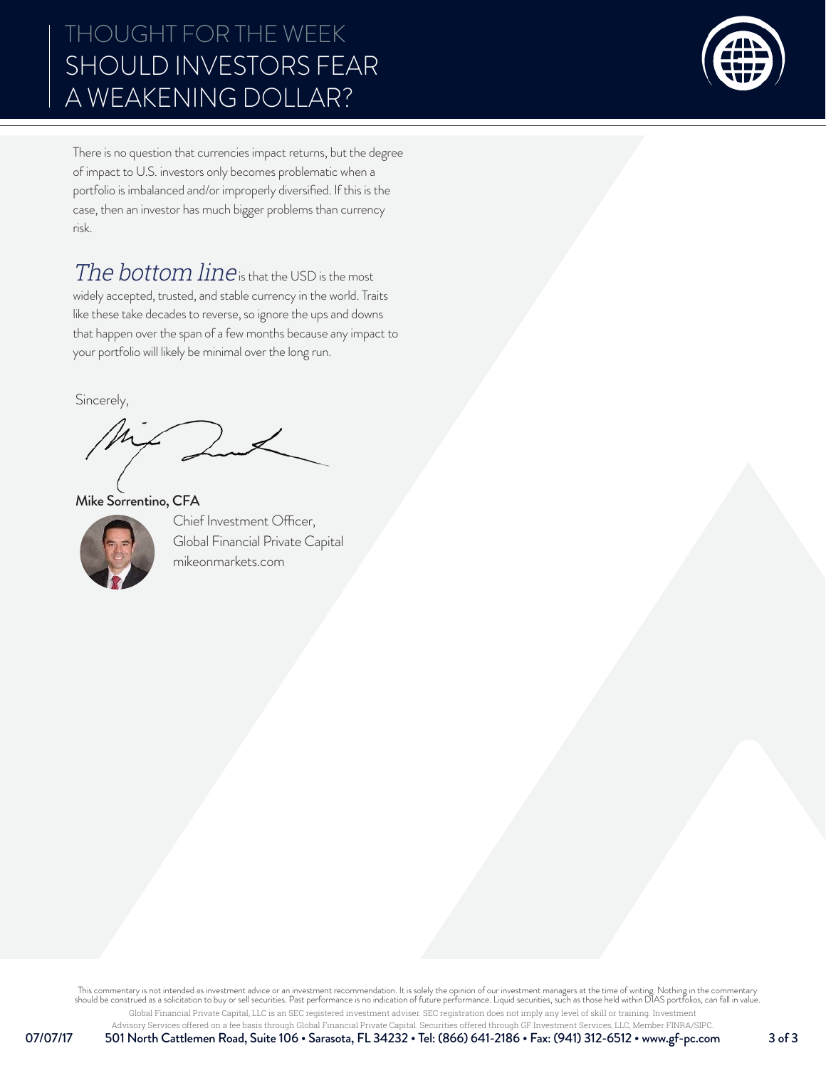# THOUGHT FOR THE WEEK
# SHOULD INVESTORS FEAR A WEAKENING DOLLAR?

There is no question that currencies impact returns, but the degree of impact to U.S. investors only becomes problematic when a portfolio is imbalanced and/or improperly diversified. If this is the case, then an investor has much bigger problems than currency risk.

*The bottom line* is that the USD is the most widely accepted, trusted, and stable currency in the world. Traits like these take decades to reverse, so ignore the ups and downs that happen over the span of a few months because any impact to your portfolio will likely be minimal over the long run.

Sincerely,

**Mike Sorrentino, CFA**
Chief Investment Officer,
Global Financial Private Capital
mikeonmarkets.com

This commentary is not intended as investment advice or an investment recommendation. It is solely the opinion of our investment managers at the time of writing. Nothing in the commentary should be construed as a solicitation to buy or sell securities. Past performance is no indication of future performance. Liquid securities, such as those held within DIAS portfolios, can fall in value.

Global Financial Private Capital, LLC is an SEC registered investment adviser. SEC registration does not imply any level of skill or training. Investment Advisory Services offered on a fee basis through Global Financial Private Capital. Securities offered through GF Investment Services, LLC, Member FINRA/SIPC.

07/07/17 501 North Cattlemen Road, Suite 106 • Sarasota, FL 34232 • Tel: (866) 641-2186 • Fax: (941) 312-6512 • www.gf-pc.com